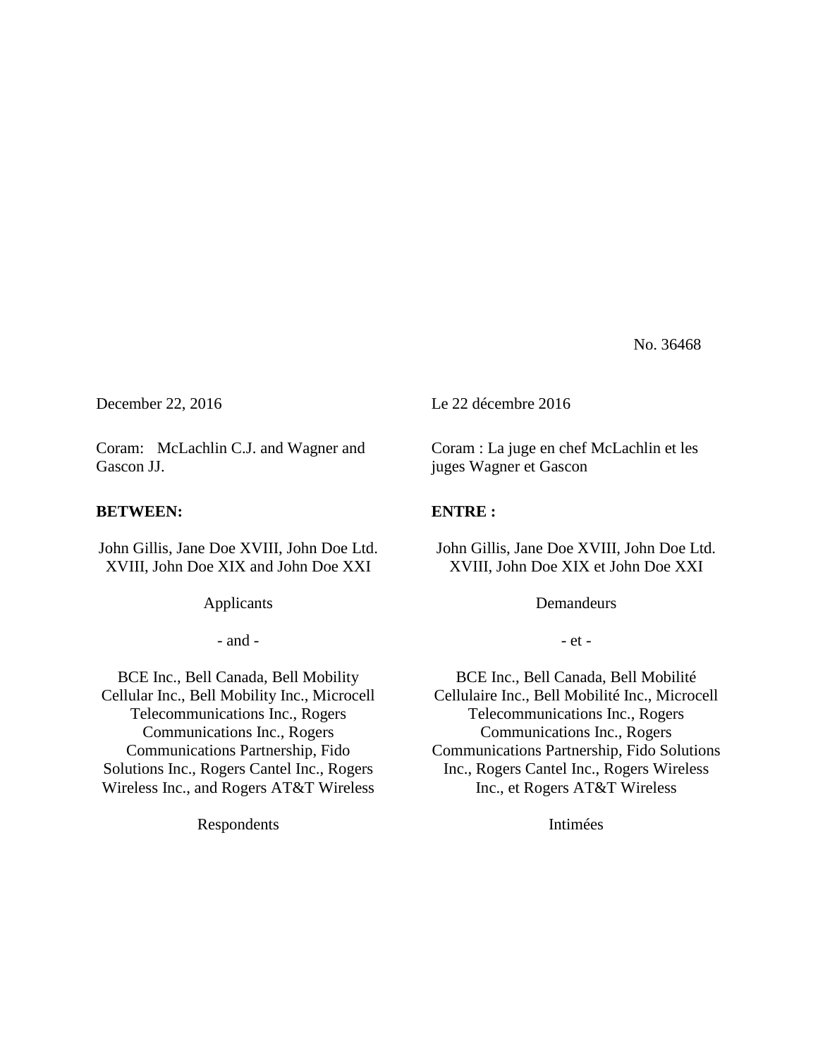No. 36468

December 22, 2016

Coram: McLachlin C.J. and Wagner and Gascon JJ.

**BETWEEN:**

John Gillis, Jane Doe XVIII, John Doe Ltd. XVIII, John Doe XIX and John Doe XXI

Applicants

- and -

BCE Inc., Bell Canada, Bell Mobility Cellular Inc., Bell Mobility Inc., Microcell Telecommunications Inc., Rogers Communications Inc., Rogers Communications Partnership, Fido Solutions Inc., Rogers Cantel Inc., Rogers Wireless Inc., and Rogers AT&T Wireless

Respondents

Le 22 décembre 2016

Coram : La juge en chef McLachlin et les juges Wagner et Gascon

**ENTRE :**

John Gillis, Jane Doe XVIII, John Doe Ltd. XVIII, John Doe XIX et John Doe XXI

Demandeurs

- et -

BCE Inc., Bell Canada, Bell Mobilité Cellulaire Inc., Bell Mobilité Inc., Microcell Telecommunications Inc., Rogers Communications Inc., Rogers Communications Partnership, Fido Solutions Inc., Rogers Cantel Inc., Rogers Wireless Inc., et Rogers AT&T Wireless

Intimées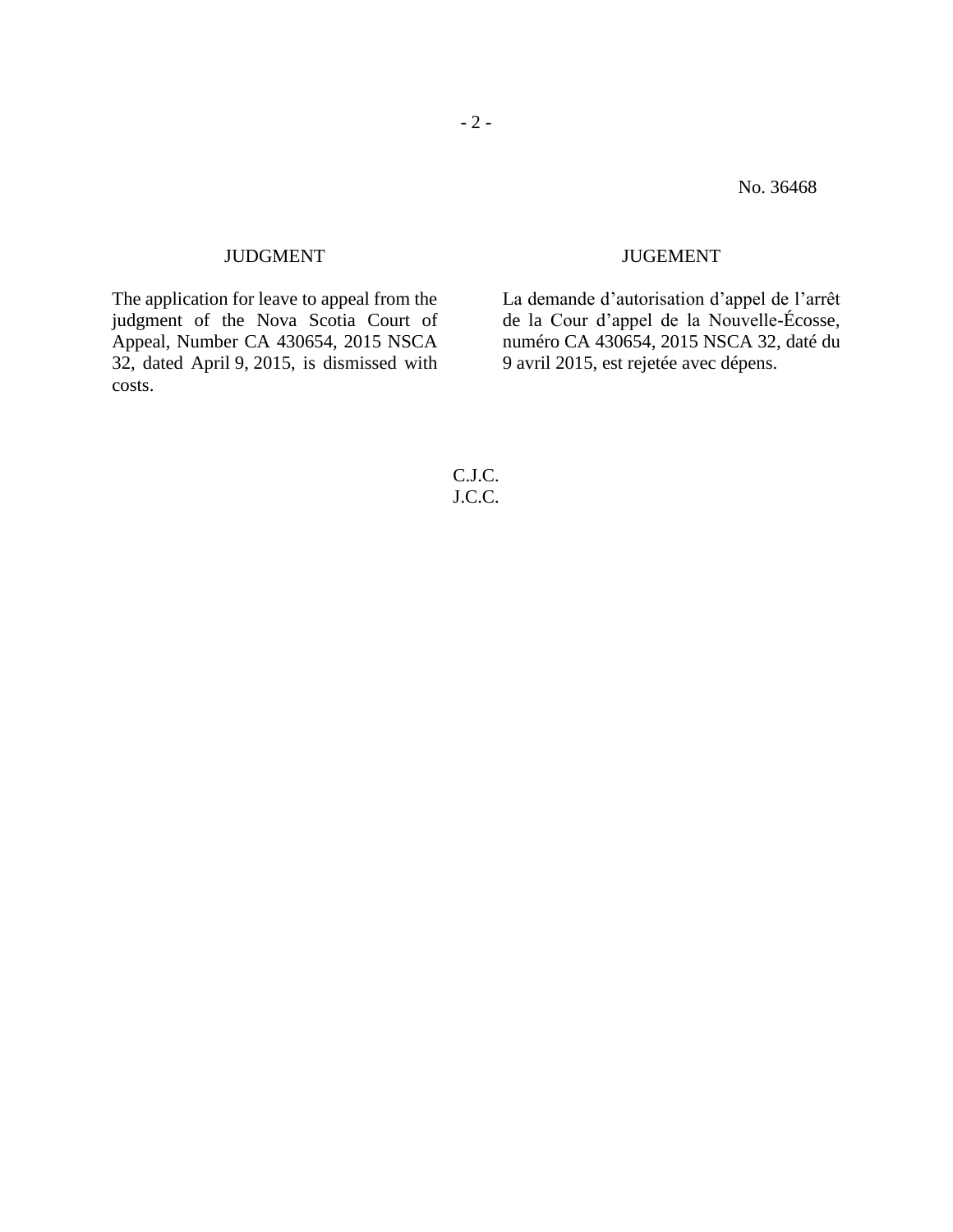No. 36468

## JUDGMENT

The application for leave to appeal from the judgment of the Nova Scotia Court of Appeal, Number CA 430654, 2015 NSCA 32, dated April 9, 2015, is dismissed with costs.

## JUGEMENT

La demande d'autorisation d'appel de l'arrêt de la Cour d'appel de la Nouvelle-Écosse, numéro CA 430654, 2015 NSCA 32, daté du 9 avril 2015, est rejetée avec dépens.

C.J.C.
J.C.C.